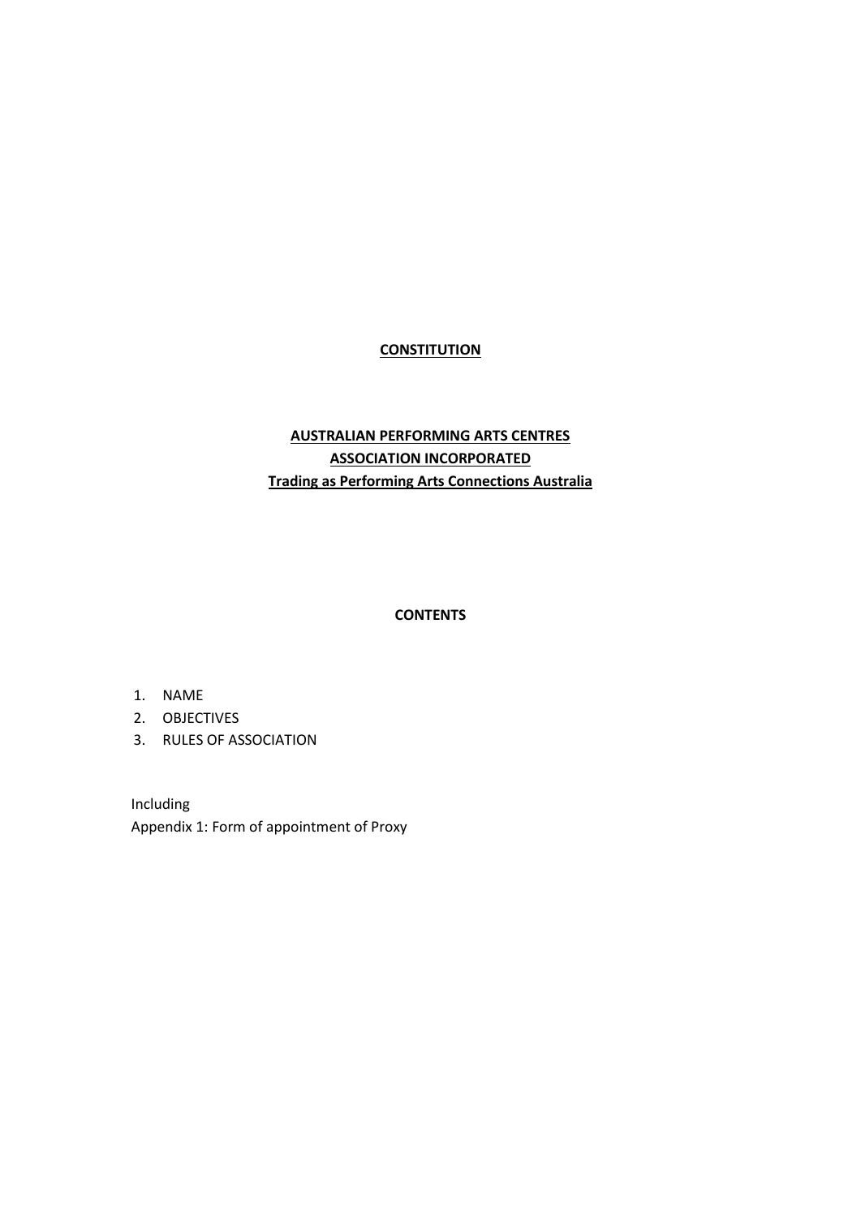# CONSTITUTION

## AUSTRALIAN PERFORMING ARTS CENTRES ASSOCIATION INCORPORATED

**Trading as Performing Arts Connections Australia**

**CONTENTS**

1. NAME
2. OBJECTIVES
3. RULES OF ASSOCIATION

Including
Appendix 1: Form of appointment of Proxy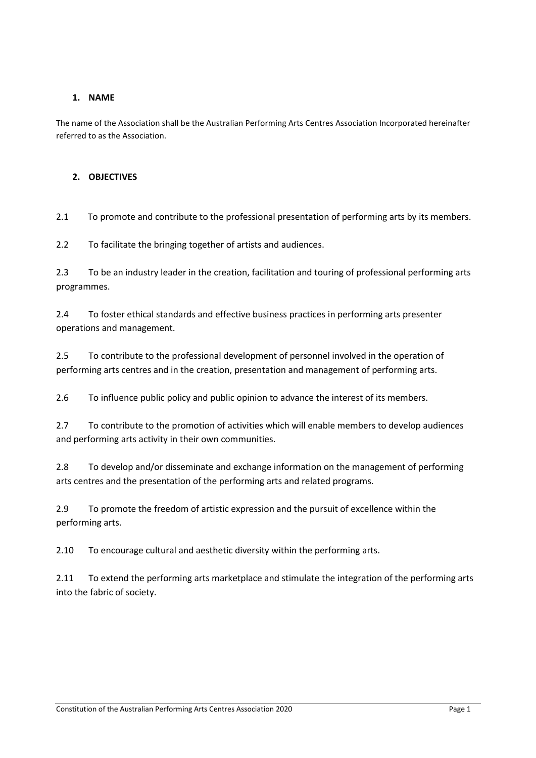## 1. NAME

The name of the Association shall be the Australian Performing Arts Centres Association Incorporated hereinafter referred to as the Association.

## 2. OBJECTIVES

2.1 To promote and contribute to the professional presentation of performing arts by its members.

2.2 To facilitate the bringing together of artists and audiences.

2.3 To be an industry leader in the creation, facilitation and touring of professional performing arts programmes.

2.4 To foster ethical standards and effective business practices in performing arts presenter operations and management.

2.5 To contribute to the professional development of personnel involved in the operation of performing arts centres and in the creation, presentation and management of performing arts.

2.6 To influence public policy and public opinion to advance the interest of its members.

2.7 To contribute to the promotion of activities which will enable members to develop audiences and performing arts activity in their own communities.

2.8 To develop and/or disseminate and exchange information on the management of performing arts centres and the presentation of the performing arts and related programs.

2.9 To promote the freedom of artistic expression and the pursuit of excellence within the performing arts.

2.10 To encourage cultural and aesthetic diversity within the performing arts.

2.11 To extend the performing arts marketplace and stimulate the integration of the performing arts into the fabric of society.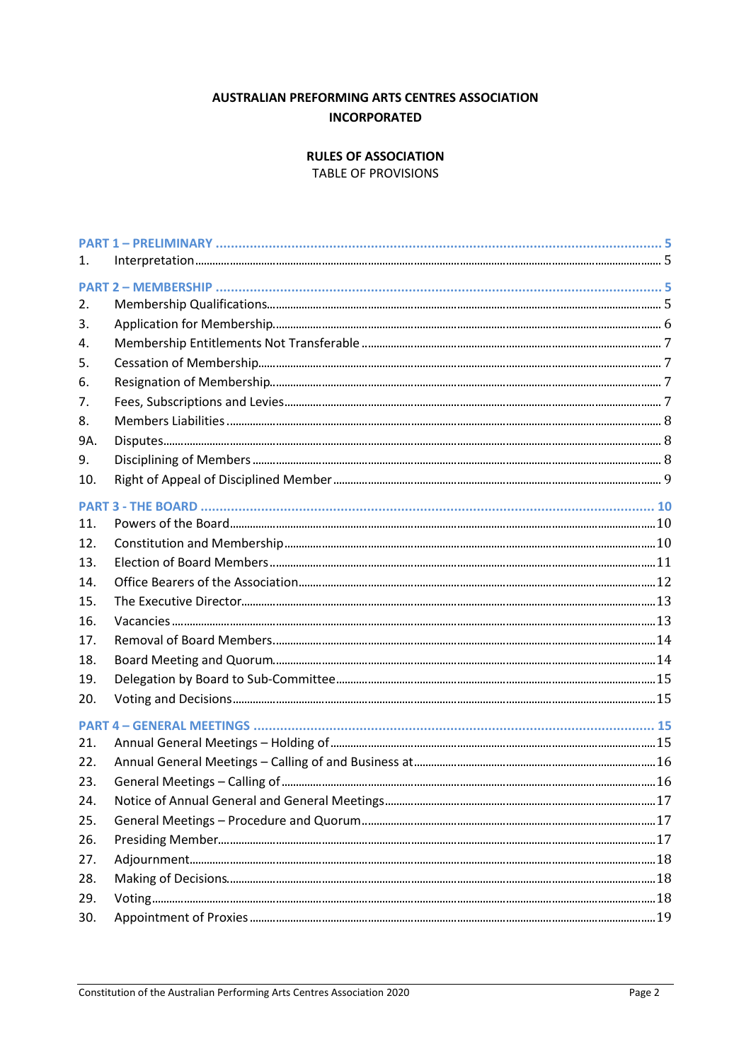**AUSTRALIAN PREFORMING ARTS CENTRES ASSOCIATION INCORPORATED**

**RULES OF ASSOCIATION**
TABLE OF PROVISIONS

| | | |
|---|---|---|
| **PART 1 – PRELIMINARY** | | **5** |
| 1. | Interpretation | 5 |
| **PART 2 – MEMBERSHIP** | | **5** |
| 2. | Membership Qualifications | 5 |
| 3. | Application for Membership | 6 |
| 4. | Membership Entitlements Not Transferable | 7 |
| 5. | Cessation of Membership | 7 |
| 6. | Resignation of Membership | 7 |
| 7. | Fees, Subscriptions and Levies | 7 |
| 8. | Members Liabilities | 8 |
| 9A. | Disputes | 8 |
| 9. | Disciplining of Members | 8 |
| 10. | Right of Appeal of Disciplined Member | 9 |
| **PART 3 - THE BOARD** | | **10** |
| 11. | Powers of the Board | 10 |
| 12. | Constitution and Membership | 10 |
| 13. | Election of Board Members | 11 |
| 14. | Office Bearers of the Association | 12 |
| 15. | The Executive Director | 13 |
| 16. | Vacancies | 13 |
| 17. | Removal of Board Members | 14 |
| 18. | Board Meeting and Quorum | 14 |
| 19. | Delegation by Board to Sub-Committee | 15 |
| 20. | Voting and Decisions | 15 |
| **PART 4 – GENERAL MEETINGS** | | **15** |
| 21. | Annual General Meetings – Holding of | 15 |
| 22. | Annual General Meetings – Calling of and Business at | 16 |
| 23. | General Meetings – Calling of | 16 |
| 24. | Notice of Annual General and General Meetings | 17 |
| 25. | General Meetings – Procedure and Quorum | 17 |
| 26. | Presiding Member | 17 |
| 27. | Adjournment | 18 |
| 28. | Making of Decisions | 18 |
| 29. | Voting | 18 |
| 30. | Appointment of Proxies | 19 |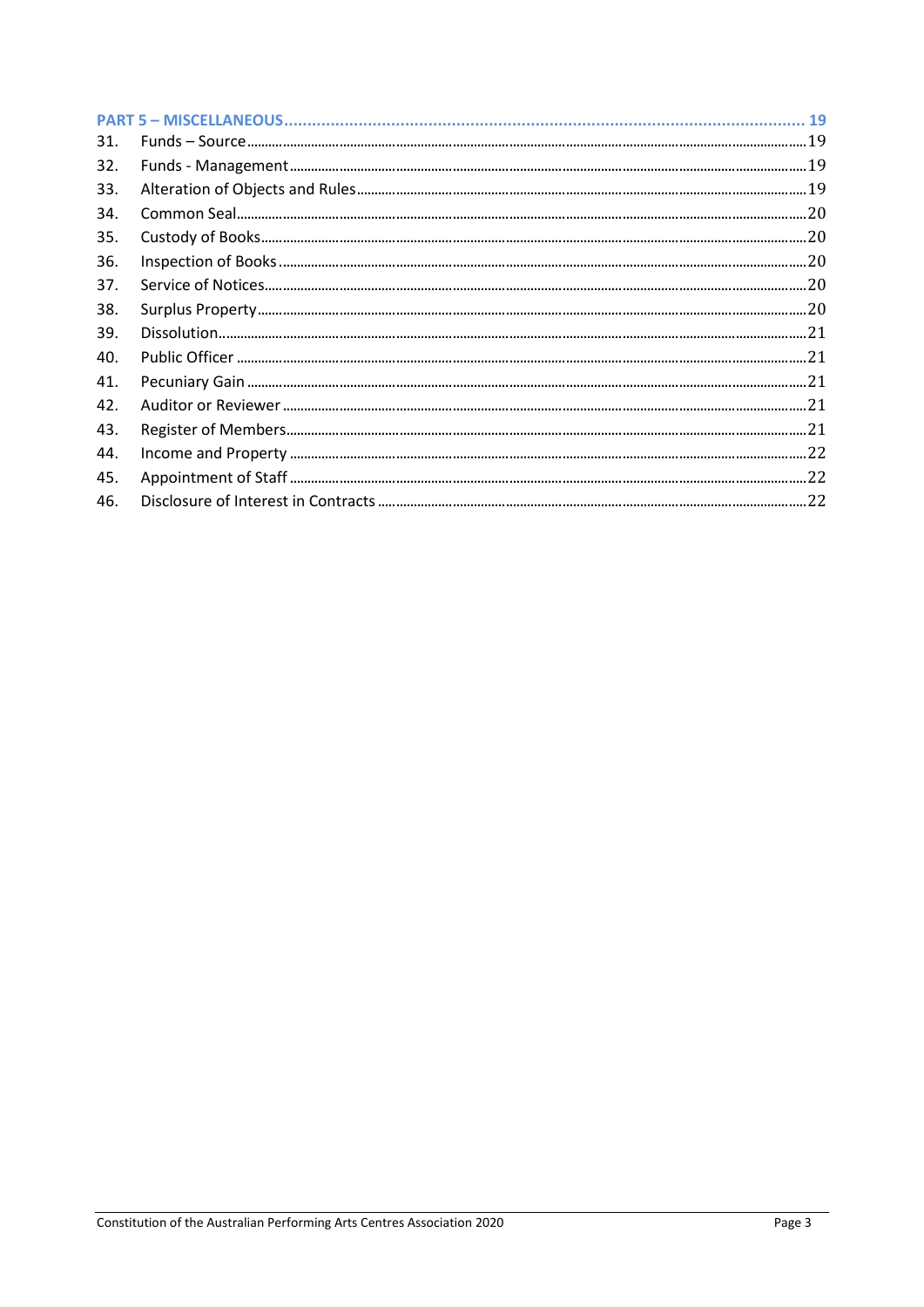**PART 5 – MISCELLANEOUS ........................................................................................................... 19**

31. Funds – Source ........................................................................................................................ 19
32. Funds - Management ............................................................................................................... 19
33. Alteration of Objects and Rules ................................................................................................ 19
34. Common Seal ........................................................................................................................... 20
35. Custody of Books ..................................................................................................................... 20
36. Inspection of Books .................................................................................................................. 20
37. Service of Notices ..................................................................................................................... 20
38. Surplus Property ....................................................................................................................... 20
39. Dissolution ............................................................................................................................... 21
40. Public Officer ........................................................................................................................... 21
41. Pecuniary Gain ......................................................................................................................... 21
42. Auditor or Reviewer ................................................................................................................. 21
43. Register of Members ................................................................................................................ 21
44. Income and Property ................................................................................................................ 22
45. Appointment of Staff ................................................................................................................ 22
46. Disclosure of Interest in Contracts ........................................................................................... 22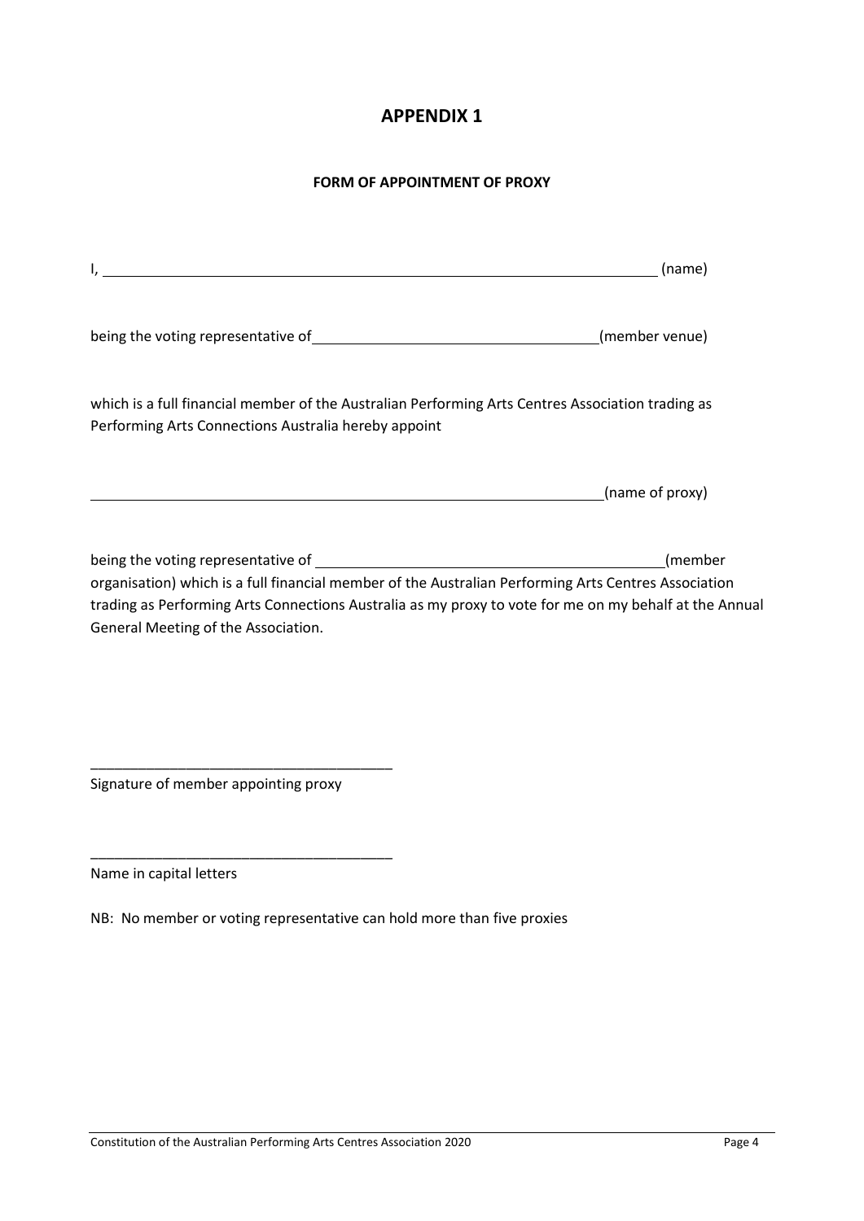# APPENDIX 1

**FORM OF APPOINTMENT OF PROXY**

I, ______________________________________________________________ (name)

being the voting representative of ______________________________ (member venue)

which is a full financial member of the Australian Performing Arts Centres Association trading as Performing Arts Connections Australia hereby appoint

______________________________________________________________ (name of proxy)

being the voting representative of ______________________________________ (member organisation) which is a full financial member of the Australian Performing Arts Centres Association trading as Performing Arts Connections Australia as my proxy to vote for me on my behalf at the Annual General Meeting of the Association.

______________________________________

Signature of member appointing proxy

______________________________________

Name in capital letters

NB: No member or voting representative can hold more than five proxies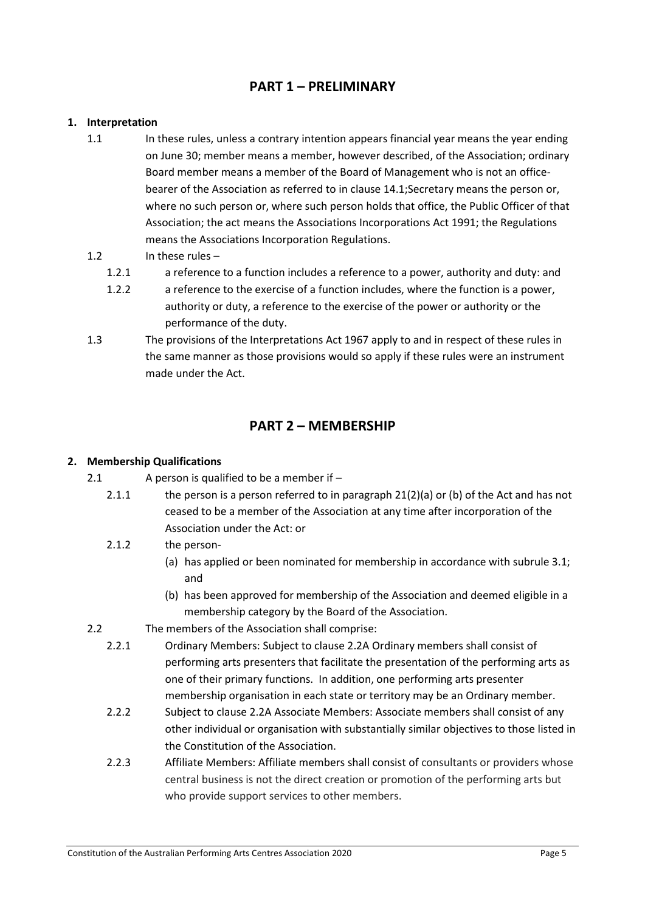# PART 1 – PRELIMINARY

**1. Interpretation**

1.1 In these rules, unless a contrary intention appears financial year means the year ending on June 30; member means a member, however described, of the Association; ordinary Board member means a member of the Board of Management who is not an office-bearer of the Association as referred to in clause 14.1;Secretary means the person or, where no such person or, where such person holds that office, the Public Officer of that Association; the act means the Associations Incorporations Act 1991; the Regulations means the Associations Incorporation Regulations.

1.2 In these rules –

- 1.2.1 a reference to a function includes a reference to a power, authority and duty: and
- 1.2.2 a reference to the exercise of a function includes, where the function is a power, authority or duty, a reference to the exercise of the power or authority or the performance of the duty.

1.3 The provisions of the Interpretations Act 1967 apply to and in respect of these rules in the same manner as those provisions would so apply if these rules were an instrument made under the Act.

# PART 2 – MEMBERSHIP

**2. Membership Qualifications**

2.1 A person is qualified to be a member if –

- 2.1.1 the person is a person referred to in paragraph 21(2)(a) or (b) of the Act and has not ceased to be a member of the Association at any time after incorporation of the Association under the Act: or
- 2.1.2 the person-
  - (a) has applied or been nominated for membership in accordance with subrule 3.1; and
  - (b) has been approved for membership of the Association and deemed eligible in a membership category by the Board of the Association.

2.2 The members of the Association shall comprise:

- 2.2.1 Ordinary Members: Subject to clause 2.2A Ordinary members shall consist of performing arts presenters that facilitate the presentation of the performing arts as one of their primary functions. In addition, one performing arts presenter membership organisation in each state or territory may be an Ordinary member.
- 2.2.2 Subject to clause 2.2A Associate Members: Associate members shall consist of any other individual or organisation with substantially similar objectives to those listed in the Constitution of the Association.
- 2.2.3 Affiliate Members: Affiliate members shall consist of consultants or providers whose central business is not the direct creation or promotion of the performing arts but who provide support services to other members.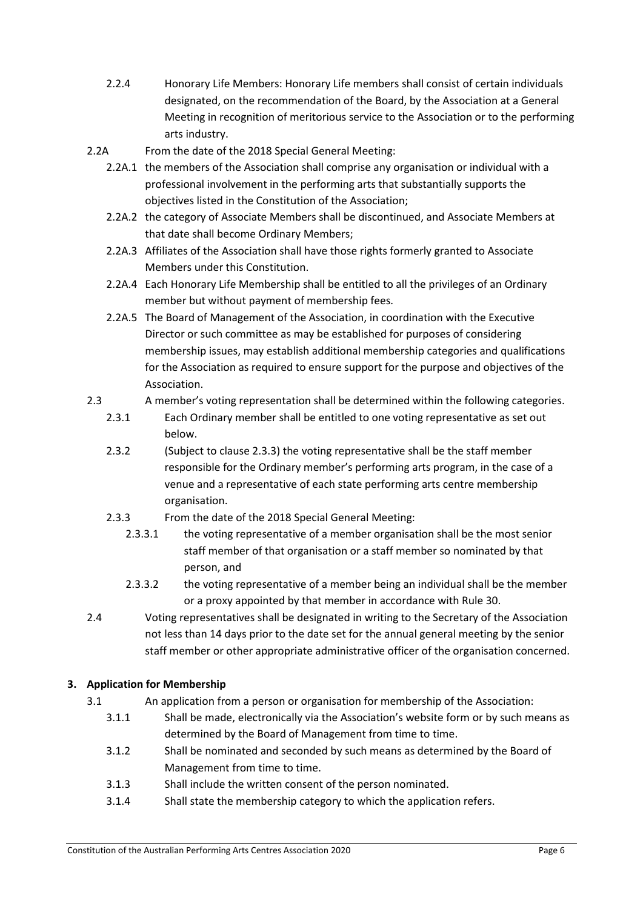2.2.4 Honorary Life Members: Honorary Life members shall consist of certain individuals designated, on the recommendation of the Board, by the Association at a General Meeting in recognition of meritorious service to the Association or to the performing arts industry.

2.2A From the date of the 2018 Special General Meeting:

2.2A.1 the members of the Association shall comprise any organisation or individual with a professional involvement in the performing arts that substantially supports the objectives listed in the Constitution of the Association;

2.2A.2 the category of Associate Members shall be discontinued, and Associate Members at that date shall become Ordinary Members;

2.2A.3 Affiliates of the Association shall have those rights formerly granted to Associate Members under this Constitution.

2.2A.4 Each Honorary Life Membership shall be entitled to all the privileges of an Ordinary member but without payment of membership fees.

2.2A.5 The Board of Management of the Association, in coordination with the Executive Director or such committee as may be established for purposes of considering membership issues, may establish additional membership categories and qualifications for the Association as required to ensure support for the purpose and objectives of the Association.

2.3 A member's voting representation shall be determined within the following categories.

2.3.1 Each Ordinary member shall be entitled to one voting representative as set out below.

2.3.2 (Subject to clause 2.3.3) the voting representative shall be the staff member responsible for the Ordinary member's performing arts program, in the case of a venue and a representative of each state performing arts centre membership organisation.

2.3.3 From the date of the 2018 Special General Meeting:

2.3.3.1 the voting representative of a member organisation shall be the most senior staff member of that organisation or a staff member so nominated by that person, and

2.3.3.2 the voting representative of a member being an individual shall be the member or a proxy appointed by that member in accordance with Rule 30.

2.4 Voting representatives shall be designated in writing to the Secretary of the Association not less than 14 days prior to the date set for the annual general meeting by the senior staff member or other appropriate administrative officer of the organisation concerned.

## 3. Application for Membership

3.1 An application from a person or organisation for membership of the Association:

3.1.1 Shall be made, electronically via the Association's website form or by such means as determined by the Board of Management from time to time.

3.1.2 Shall be nominated and seconded by such means as determined by the Board of Management from time to time.

3.1.3 Shall include the written consent of the person nominated.

3.1.4 Shall state the membership category to which the application refers.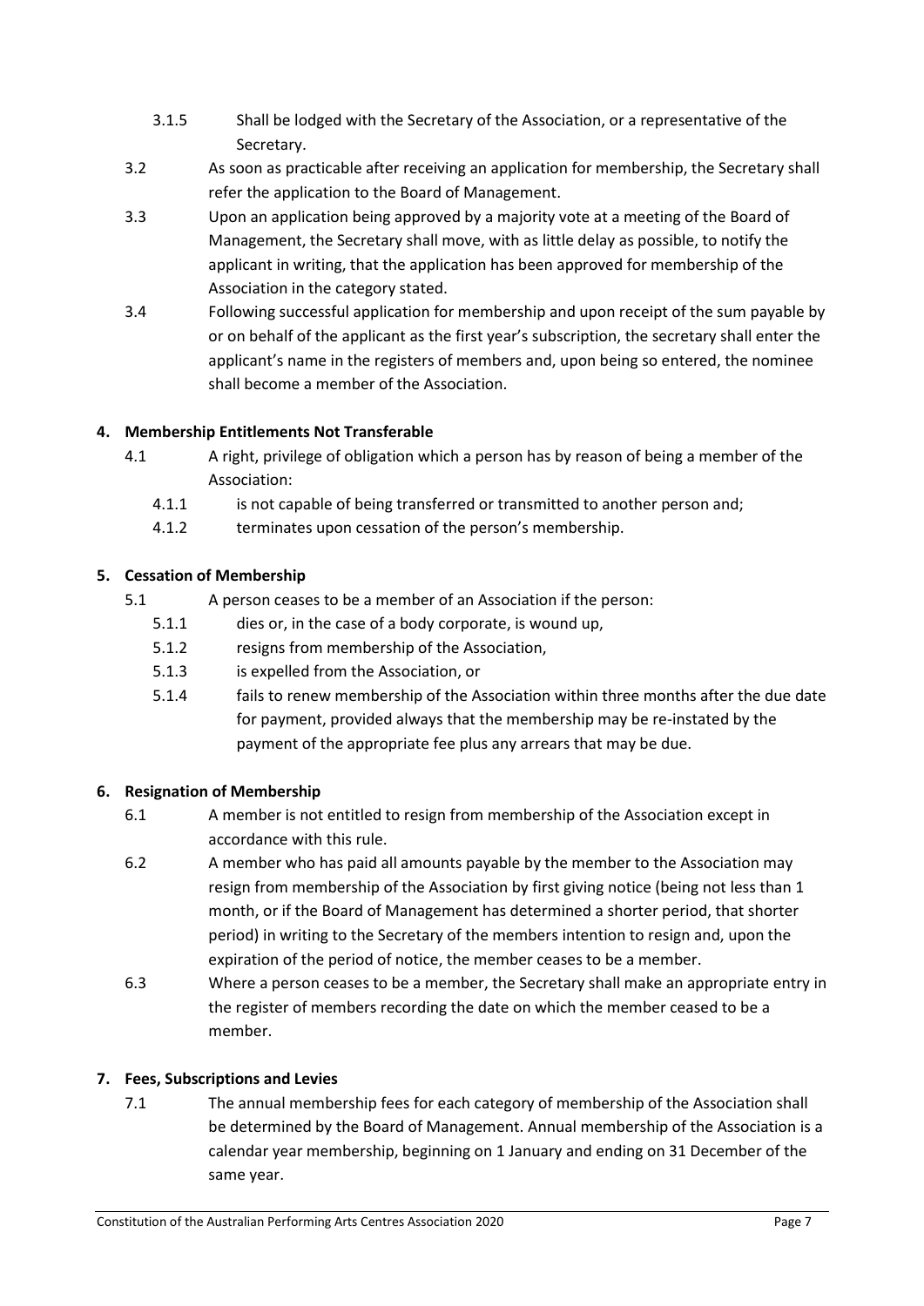3.1.5 Shall be lodged with the Secretary of the Association, or a representative of the Secretary.

3.2 As soon as practicable after receiving an application for membership, the Secretary shall refer the application to the Board of Management.

3.3 Upon an application being approved by a majority vote at a meeting of the Board of Management, the Secretary shall move, with as little delay as possible, to notify the applicant in writing, that the application has been approved for membership of the Association in the category stated.

3.4 Following successful application for membership and upon receipt of the sum payable by or on behalf of the applicant as the first year's subscription, the secretary shall enter the applicant's name in the registers of members and, upon being so entered, the nominee shall become a member of the Association.

**4. Membership Entitlements Not Transferable**

4.1 A right, privilege of obligation which a person has by reason of being a member of the Association:

4.1.1 is not capable of being transferred or transmitted to another person and;

4.1.2 terminates upon cessation of the person's membership.

**5. Cessation of Membership**

5.1 A person ceases to be a member of an Association if the person:

5.1.1 dies or, in the case of a body corporate, is wound up,

5.1.2 resigns from membership of the Association,

5.1.3 is expelled from the Association, or

5.1.4 fails to renew membership of the Association within three months after the due date for payment, provided always that the membership may be re-instated by the payment of the appropriate fee plus any arrears that may be due.

**6. Resignation of Membership**

6.1 A member is not entitled to resign from membership of the Association except in accordance with this rule.

6.2 A member who has paid all amounts payable by the member to the Association may resign from membership of the Association by first giving notice (being not less than 1 month, or if the Board of Management has determined a shorter period, that shorter period) in writing to the Secretary of the members intention to resign and, upon the expiration of the period of notice, the member ceases to be a member.

6.3 Where a person ceases to be a member, the Secretary shall make an appropriate entry in the register of members recording the date on which the member ceased to be a member.

**7. Fees, Subscriptions and Levies**

7.1 The annual membership fees for each category of membership of the Association shall be determined by the Board of Management. Annual membership of the Association is a calendar year membership, beginning on 1 January and ending on 31 December of the same year.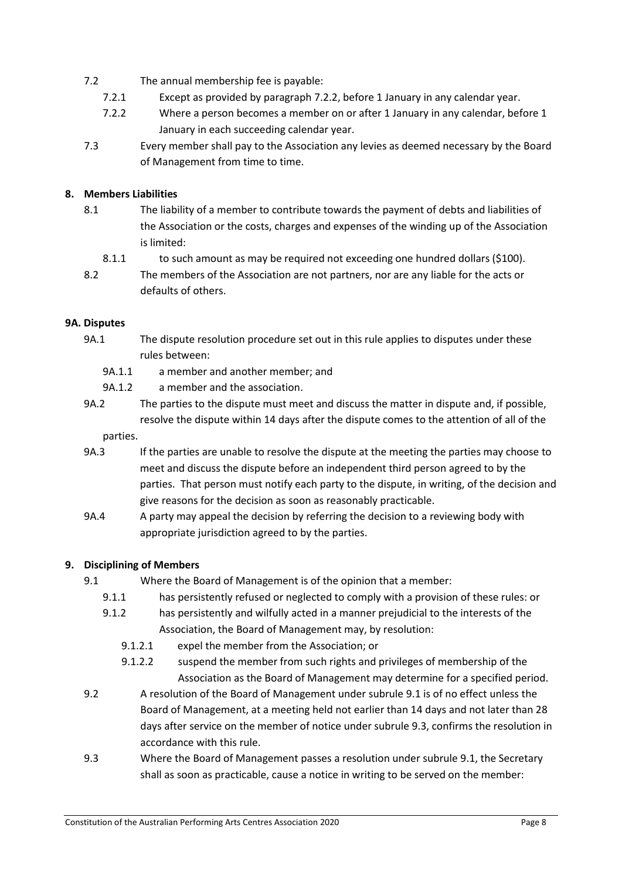7.2 The annual membership fee is payable:

7.2.1 Except as provided by paragraph 7.2.2, before 1 January in any calendar year.

7.2.2 Where a person becomes a member on or after 1 January in any calendar, before 1 January in each succeeding calendar year.

7.3 Every member shall pay to the Association any levies as deemed necessary by the Board of Management from time to time.

**8. Members Liabilities**

8.1 The liability of a member to contribute towards the payment of debts and liabilities of the Association or the costs, charges and expenses of the winding up of the Association is limited:

8.1.1 to such amount as may be required not exceeding one hundred dollars ($100).

8.2 The members of the Association are not partners, nor are any liable for the acts or defaults of others.

**9A. Disputes**

9A.1 The dispute resolution procedure set out in this rule applies to disputes under these rules between:

9A.1.1 a member and another member; and

9A.1.2 a member and the association.

9A.2 The parties to the dispute must meet and discuss the matter in dispute and, if possible, resolve the dispute within 14 days after the dispute comes to the attention of all of the parties.

9A.3 If the parties are unable to resolve the dispute at the meeting the parties may choose to meet and discuss the dispute before an independent third person agreed to by the parties. That person must notify each party to the dispute, in writing, of the decision and give reasons for the decision as soon as reasonably practicable.

9A.4 A party may appeal the decision by referring the decision to a reviewing body with appropriate jurisdiction agreed to by the parties.

**9. Disciplining of Members**

9.1 Where the Board of Management is of the opinion that a member:

9.1.1 has persistently refused or neglected to comply with a provision of these rules: or

9.1.2 has persistently and wilfully acted in a manner prejudicial to the interests of the Association, the Board of Management may, by resolution:

9.1.2.1 expel the member from the Association; or

9.1.2.2 suspend the member from such rights and privileges of membership of the Association as the Board of Management may determine for a specified period.

9.2 A resolution of the Board of Management under subrule 9.1 is of no effect unless the Board of Management, at a meeting held not earlier than 14 days and not later than 28 days after service on the member of notice under subrule 9.3, confirms the resolution in accordance with this rule.

9.3 Where the Board of Management passes a resolution under subrule 9.1, the Secretary shall as soon as practicable, cause a notice in writing to be served on the member: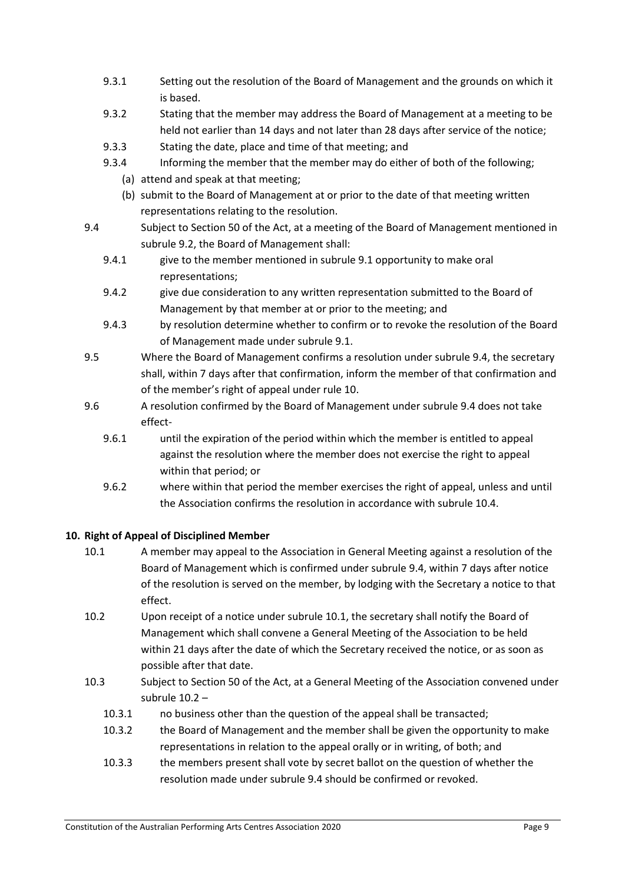9.3.1 Setting out the resolution of the Board of Management and the grounds on which it is based.

9.3.2 Stating that the member may address the Board of Management at a meeting to be held not earlier than 14 days and not later than 28 days after service of the notice;

9.3.3 Stating the date, place and time of that meeting; and

9.3.4 Informing the member that the member may do either of both of the following;

(a) attend and speak at that meeting;

(b) submit to the Board of Management at or prior to the date of that meeting written representations relating to the resolution.

9.4 Subject to Section 50 of the Act, at a meeting of the Board of Management mentioned in subrule 9.2, the Board of Management shall:

9.4.1 give to the member mentioned in subrule 9.1 opportunity to make oral representations;

9.4.2 give due consideration to any written representation submitted to the Board of Management by that member at or prior to the meeting; and

9.4.3 by resolution determine whether to confirm or to revoke the resolution of the Board of Management made under subrule 9.1.

9.5 Where the Board of Management confirms a resolution under subrule 9.4, the secretary shall, within 7 days after that confirmation, inform the member of that confirmation and of the member's right of appeal under rule 10.

9.6 A resolution confirmed by the Board of Management under subrule 9.4 does not take effect-

9.6.1 until the expiration of the period within which the member is entitled to appeal against the resolution where the member does not exercise the right to appeal within that period; or

9.6.2 where within that period the member exercises the right of appeal, unless and until the Association confirms the resolution in accordance with subrule 10.4.

## 10. Right of Appeal of Disciplined Member

10.1 A member may appeal to the Association in General Meeting against a resolution of the Board of Management which is confirmed under subrule 9.4, within 7 days after notice of the resolution is served on the member, by lodging with the Secretary a notice to that effect.

10.2 Upon receipt of a notice under subrule 10.1, the secretary shall notify the Board of Management which shall convene a General Meeting of the Association to be held within 21 days after the date of which the Secretary received the notice, or as soon as possible after that date.

10.3 Subject to Section 50 of the Act, at a General Meeting of the Association convened under subrule 10.2 –

10.3.1 no business other than the question of the appeal shall be transacted;

10.3.2 the Board of Management and the member shall be given the opportunity to make representations in relation to the appeal orally or in writing, of both; and

10.3.3 the members present shall vote by secret ballot on the question of whether the resolution made under subrule 9.4 should be confirmed or revoked.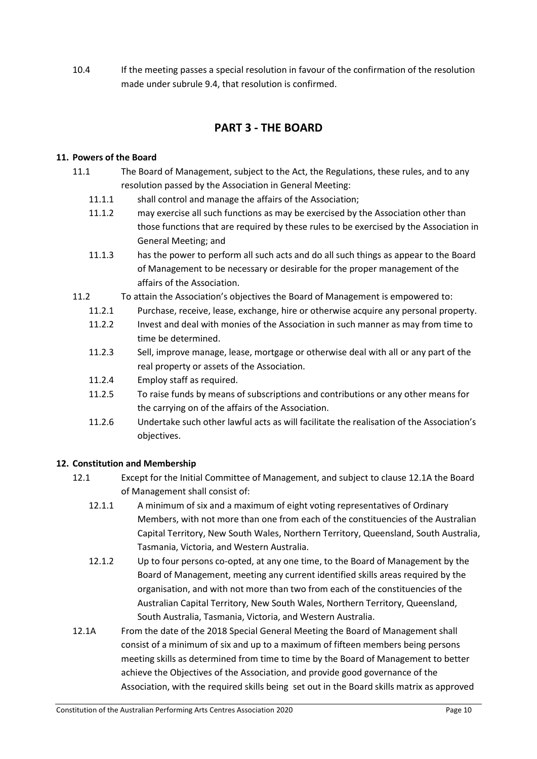10.4 If the meeting passes a special resolution in favour of the confirmation of the resolution made under subrule 9.4, that resolution is confirmed.

## PART 3 - THE BOARD

### 11. Powers of the Board

11.1 The Board of Management, subject to the Act, the Regulations, these rules, and to any resolution passed by the Association in General Meeting:

11.1.1 shall control and manage the affairs of the Association;

11.1.2 may exercise all such functions as may be exercised by the Association other than those functions that are required by these rules to be exercised by the Association in General Meeting; and

11.1.3 has the power to perform all such acts and do all such things as appear to the Board of Management to be necessary or desirable for the proper management of the affairs of the Association.

11.2 To attain the Association's objectives the Board of Management is empowered to:

11.2.1 Purchase, receive, lease, exchange, hire or otherwise acquire any personal property.

11.2.2 Invest and deal with monies of the Association in such manner as may from time to time be determined.

11.2.3 Sell, improve manage, lease, mortgage or otherwise deal with all or any part of the real property or assets of the Association.

11.2.4 Employ staff as required.

11.2.5 To raise funds by means of subscriptions and contributions or any other means for the carrying on of the affairs of the Association.

11.2.6 Undertake such other lawful acts as will facilitate the realisation of the Association's objectives.

### 12. Constitution and Membership

12.1 Except for the Initial Committee of Management, and subject to clause 12.1A the Board of Management shall consist of:

12.1.1 A minimum of six and a maximum of eight voting representatives of Ordinary Members, with not more than one from each of the constituencies of the Australian Capital Territory, New South Wales, Northern Territory, Queensland, South Australia, Tasmania, Victoria, and Western Australia.

12.1.2 Up to four persons co-opted, at any one time, to the Board of Management by the Board of Management, meeting any current identified skills areas required by the organisation, and with not more than two from each of the constituencies of the Australian Capital Territory, New South Wales, Northern Territory, Queensland, South Australia, Tasmania, Victoria, and Western Australia.

12.1A From the date of the 2018 Special General Meeting the Board of Management shall consist of a minimum of six and up to a maximum of fifteen members being persons meeting skills as determined from time to time by the Board of Management to better achieve the Objectives of the Association, and provide good governance of the Association, with the required skills being set out in the Board skills matrix as approved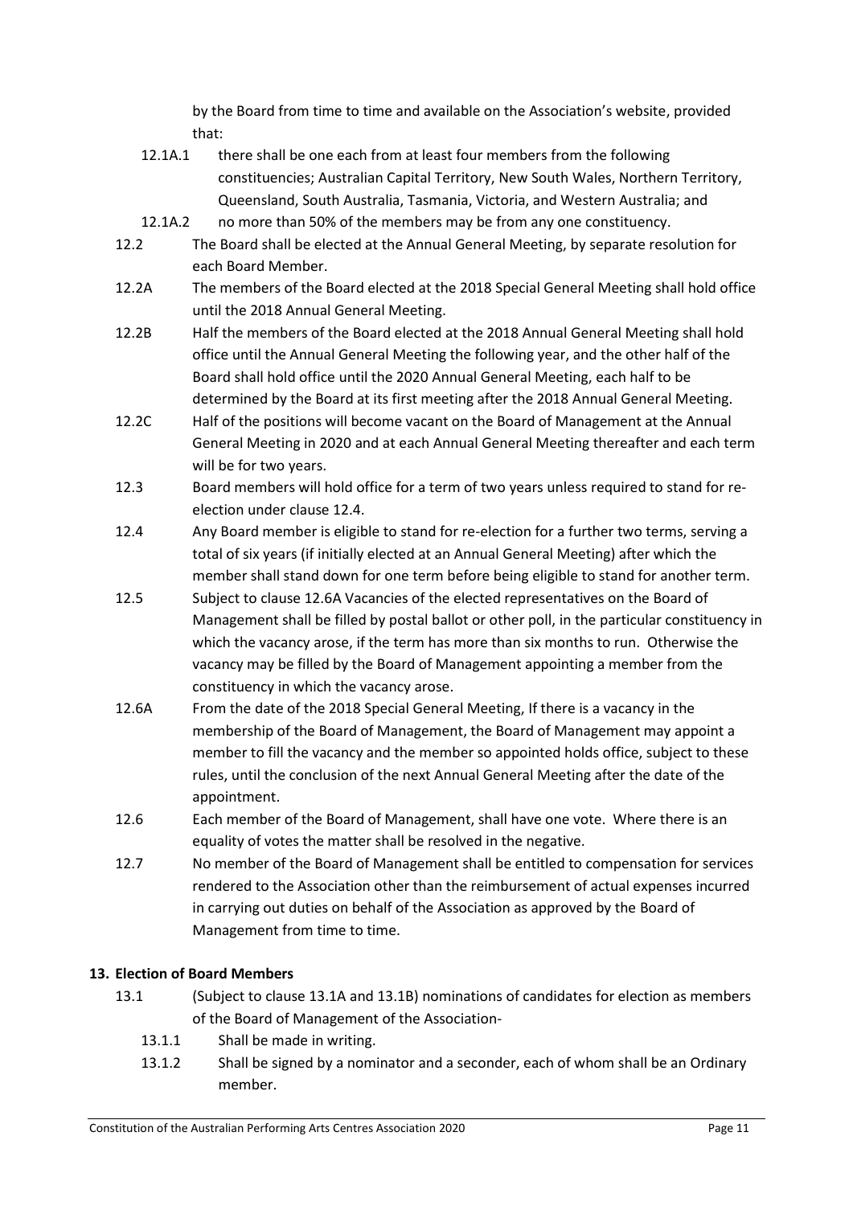by the Board from time to time and available on the Association's website, provided that:

12.1A.1 there shall be one each from at least four members from the following constituencies; Australian Capital Territory, New South Wales, Northern Territory, Queensland, South Australia, Tasmania, Victoria, and Western Australia; and

12.1A.2 no more than 50% of the members may be from any one constituency.

12.2 The Board shall be elected at the Annual General Meeting, by separate resolution for each Board Member.

12.2A The members of the Board elected at the 2018 Special General Meeting shall hold office until the 2018 Annual General Meeting.

12.2B Half the members of the Board elected at the 2018 Annual General Meeting shall hold office until the Annual General Meeting the following year, and the other half of the Board shall hold office until the 2020 Annual General Meeting, each half to be determined by the Board at its first meeting after the 2018 Annual General Meeting.

12.2C Half of the positions will become vacant on the Board of Management at the Annual General Meeting in 2020 and at each Annual General Meeting thereafter and each term will be for two years.

12.3 Board members will hold office for a term of two years unless required to stand for re-election under clause 12.4.

12.4 Any Board member is eligible to stand for re-election for a further two terms, serving a total of six years (if initially elected at an Annual General Meeting) after which the member shall stand down for one term before being eligible to stand for another term.

12.5 Subject to clause 12.6A Vacancies of the elected representatives on the Board of Management shall be filled by postal ballot or other poll, in the particular constituency in which the vacancy arose, if the term has more than six months to run. Otherwise the vacancy may be filled by the Board of Management appointing a member from the constituency in which the vacancy arose.

12.6A From the date of the 2018 Special General Meeting, If there is a vacancy in the membership of the Board of Management, the Board of Management may appoint a member to fill the vacancy and the member so appointed holds office, subject to these rules, until the conclusion of the next Annual General Meeting after the date of the appointment.

12.6 Each member of the Board of Management, shall have one vote. Where there is an equality of votes the matter shall be resolved in the negative.

12.7 No member of the Board of Management shall be entitled to compensation for services rendered to the Association other than the reimbursement of actual expenses incurred in carrying out duties on behalf of the Association as approved by the Board of Management from time to time.

## 13. Election of Board Members

13.1 (Subject to clause 13.1A and 13.1B) nominations of candidates for election as members of the Board of Management of the Association-

13.1.1 Shall be made in writing.

13.1.2 Shall be signed by a nominator and a seconder, each of whom shall be an Ordinary member.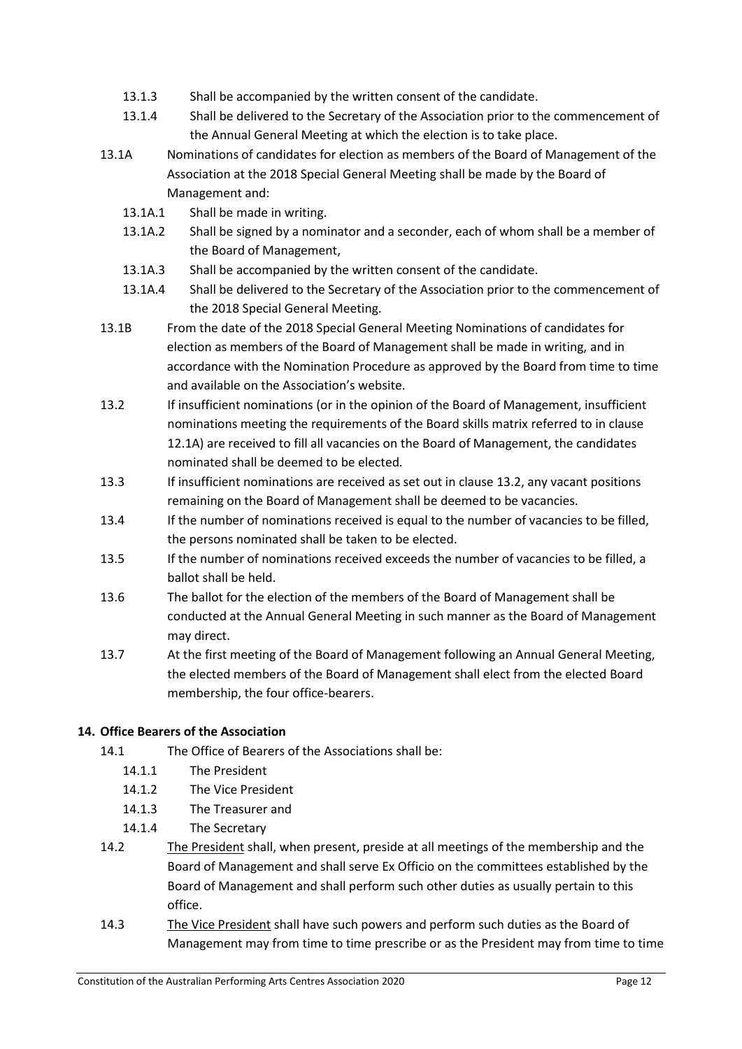13.1.3 Shall be accompanied by the written consent of the candidate.

13.1.4 Shall be delivered to the Secretary of the Association prior to the commencement of the Annual General Meeting at which the election is to take place.

13.1A Nominations of candidates for election as members of the Board of Management of the Association at the 2018 Special General Meeting shall be made by the Board of Management and:

13.1A.1 Shall be made in writing.

13.1A.2 Shall be signed by a nominator and a seconder, each of whom shall be a member of the Board of Management,

13.1A.3 Shall be accompanied by the written consent of the candidate.

13.1A.4 Shall be delivered to the Secretary of the Association prior to the commencement of the 2018 Special General Meeting.

13.1B From the date of the 2018 Special General Meeting Nominations of candidates for election as members of the Board of Management shall be made in writing, and in accordance with the Nomination Procedure as approved by the Board from time to time and available on the Association's website.

13.2 If insufficient nominations (or in the opinion of the Board of Management, insufficient nominations meeting the requirements of the Board skills matrix referred to in clause 12.1A) are received to fill all vacancies on the Board of Management, the candidates nominated shall be deemed to be elected.

13.3 If insufficient nominations are received as set out in clause 13.2, any vacant positions remaining on the Board of Management shall be deemed to be vacancies.

13.4 If the number of nominations received is equal to the number of vacancies to be filled, the persons nominated shall be taken to be elected.

13.5 If the number of nominations received exceeds the number of vacancies to be filled, a ballot shall be held.

13.6 The ballot for the election of the members of the Board of Management shall be conducted at the Annual General Meeting in such manner as the Board of Management may direct.

13.7 At the first meeting of the Board of Management following an Annual General Meeting, the elected members of the Board of Management shall elect from the elected Board membership, the four office-bearers.

## 14. Office Bearers of the Association

14.1 The Office of Bearers of the Associations shall be:

14.1.1 The President

14.1.2 The Vice President

14.1.3 The Treasurer and

14.1.4 The Secretary

14.2 The President shall, when present, preside at all meetings of the membership and the Board of Management and shall serve Ex Officio on the committees established by the Board of Management and shall perform such other duties as usually pertain to this office.

14.3 The Vice President shall have such powers and perform such duties as the Board of Management may from time to time prescribe or as the President may from time to time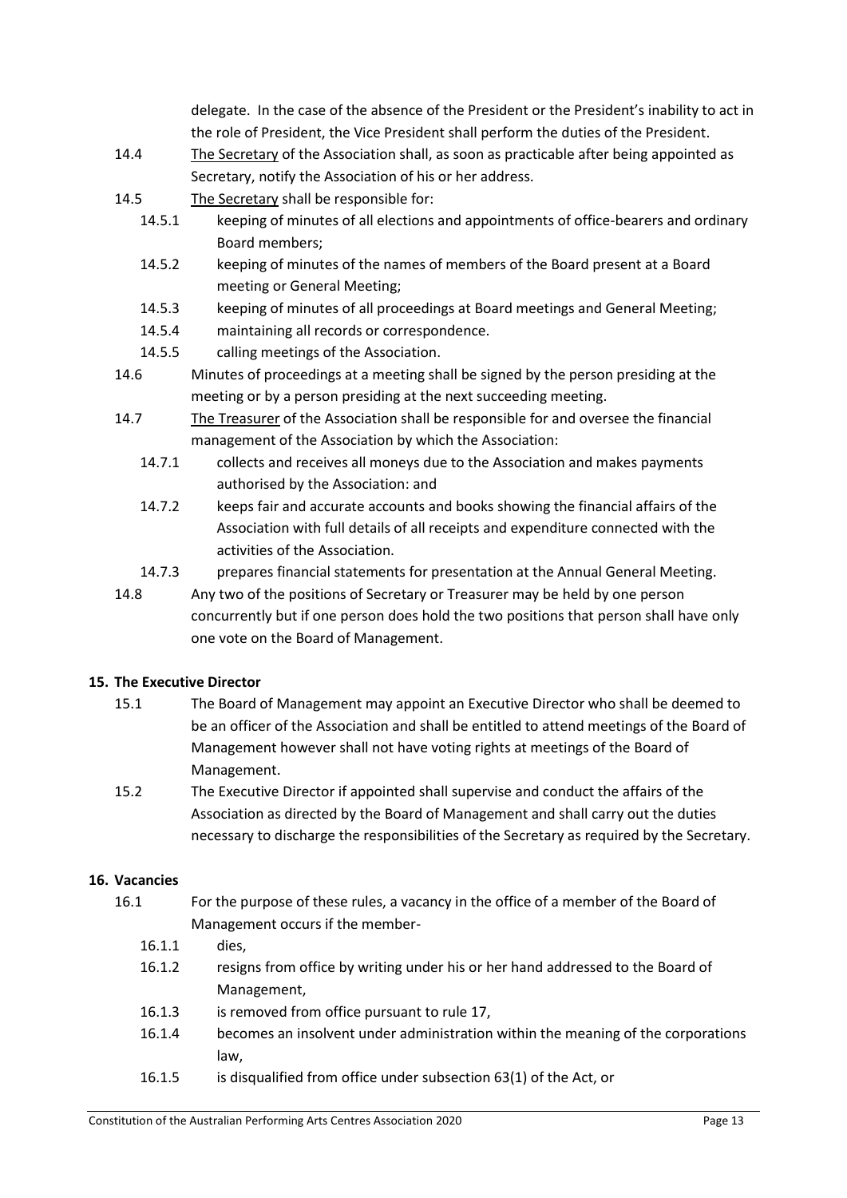delegate. In the case of the absence of the President or the President's inability to act in the role of President, the Vice President shall perform the duties of the President.

14.4 The Secretary of the Association shall, as soon as practicable after being appointed as Secretary, notify the Association of his or her address.

14.5 The Secretary shall be responsible for:

- 14.5.1 keeping of minutes of all elections and appointments of office-bearers and ordinary Board members;
- 14.5.2 keeping of minutes of the names of members of the Board present at a Board meeting or General Meeting;
- 14.5.3 keeping of minutes of all proceedings at Board meetings and General Meeting;
- 14.5.4 maintaining all records or correspondence.
- 14.5.5 calling meetings of the Association.

14.6 Minutes of proceedings at a meeting shall be signed by the person presiding at the meeting or by a person presiding at the next succeeding meeting.

14.7 The Treasurer of the Association shall be responsible for and oversee the financial management of the Association by which the Association:

- 14.7.1 collects and receives all moneys due to the Association and makes payments authorised by the Association: and
- 14.7.2 keeps fair and accurate accounts and books showing the financial affairs of the Association with full details of all receipts and expenditure connected with the activities of the Association.
- 14.7.3 prepares financial statements for presentation at the Annual General Meeting.

14.8 Any two of the positions of Secretary or Treasurer may be held by one person concurrently but if one person does hold the two positions that person shall have only one vote on the Board of Management.

**15. The Executive Director**

15.1 The Board of Management may appoint an Executive Director who shall be deemed to be an officer of the Association and shall be entitled to attend meetings of the Board of Management however shall not have voting rights at meetings of the Board of Management.

15.2 The Executive Director if appointed shall supervise and conduct the affairs of the Association as directed by the Board of Management and shall carry out the duties necessary to discharge the responsibilities of the Secretary as required by the Secretary.

**16. Vacancies**

16.1 For the purpose of these rules, a vacancy in the office of a member of the Board of Management occurs if the member-

- 16.1.1 dies,
- 16.1.2 resigns from office by writing under his or her hand addressed to the Board of Management,
- 16.1.3 is removed from office pursuant to rule 17,
- 16.1.4 becomes an insolvent under administration within the meaning of the corporations law,
- 16.1.5 is disqualified from office under subsection 63(1) of the Act, or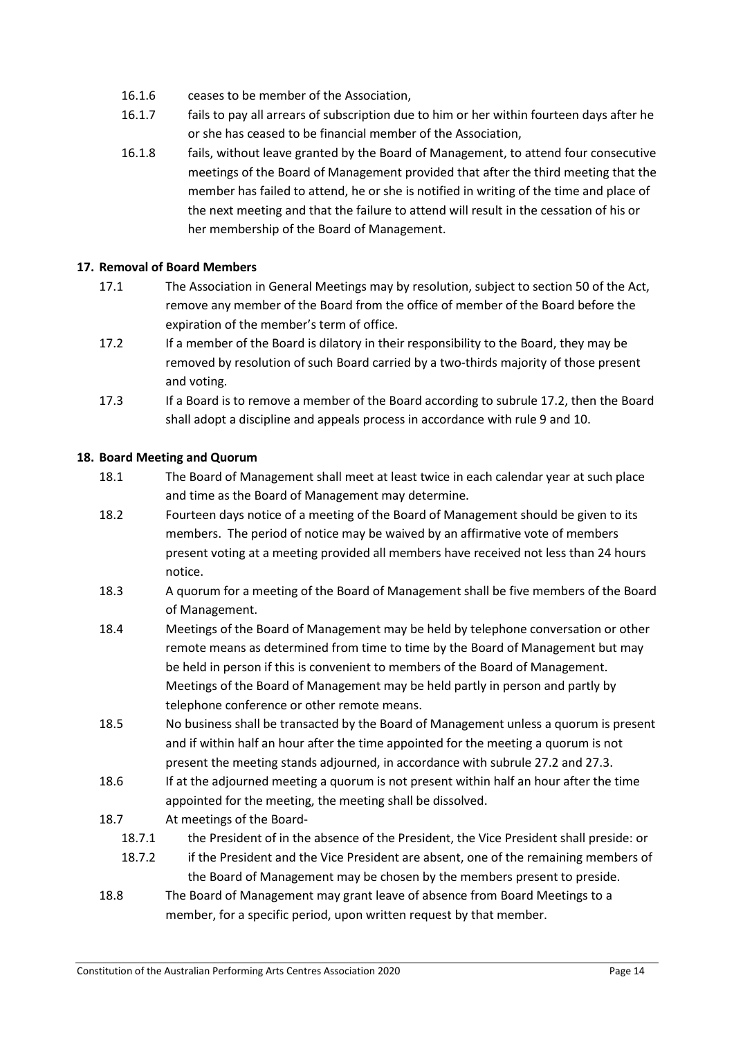16.1.6 ceases to be member of the Association,

16.1.7 fails to pay all arrears of subscription due to him or her within fourteen days after he or she has ceased to be financial member of the Association,

16.1.8 fails, without leave granted by the Board of Management, to attend four consecutive meetings of the Board of Management provided that after the third meeting that the member has failed to attend, he or she is notified in writing of the time and place of the next meeting and that the failure to attend will result in the cessation of his or her membership of the Board of Management.

## 17. Removal of Board Members

17.1 The Association in General Meetings may by resolution, subject to section 50 of the Act, remove any member of the Board from the office of member of the Board before the expiration of the member's term of office.

17.2 If a member of the Board is dilatory in their responsibility to the Board, they may be removed by resolution of such Board carried by a two-thirds majority of those present and voting.

17.3 If a Board is to remove a member of the Board according to subrule 17.2, then the Board shall adopt a discipline and appeals process in accordance with rule 9 and 10.

## 18. Board Meeting and Quorum

18.1 The Board of Management shall meet at least twice in each calendar year at such place and time as the Board of Management may determine.

18.2 Fourteen days notice of a meeting of the Board of Management should be given to its members. The period of notice may be waived by an affirmative vote of members present voting at a meeting provided all members have received not less than 24 hours notice.

18.3 A quorum for a meeting of the Board of Management shall be five members of the Board of Management.

18.4 Meetings of the Board of Management may be held by telephone conversation or other remote means as determined from time to time by the Board of Management but may be held in person if this is convenient to members of the Board of Management. Meetings of the Board of Management may be held partly in person and partly by telephone conference or other remote means.

18.5 No business shall be transacted by the Board of Management unless a quorum is present and if within half an hour after the time appointed for the meeting a quorum is not present the meeting stands adjourned, in accordance with subrule 27.2 and 27.3.

18.6 If at the adjourned meeting a quorum is not present within half an hour after the time appointed for the meeting, the meeting shall be dissolved.

18.7 At meetings of the Board-

18.7.1 the President of in the absence of the President, the Vice President shall preside: or

18.7.2 if the President and the Vice President are absent, one of the remaining members of the Board of Management may be chosen by the members present to preside.

18.8 The Board of Management may grant leave of absence from Board Meetings to a member, for a specific period, upon written request by that member.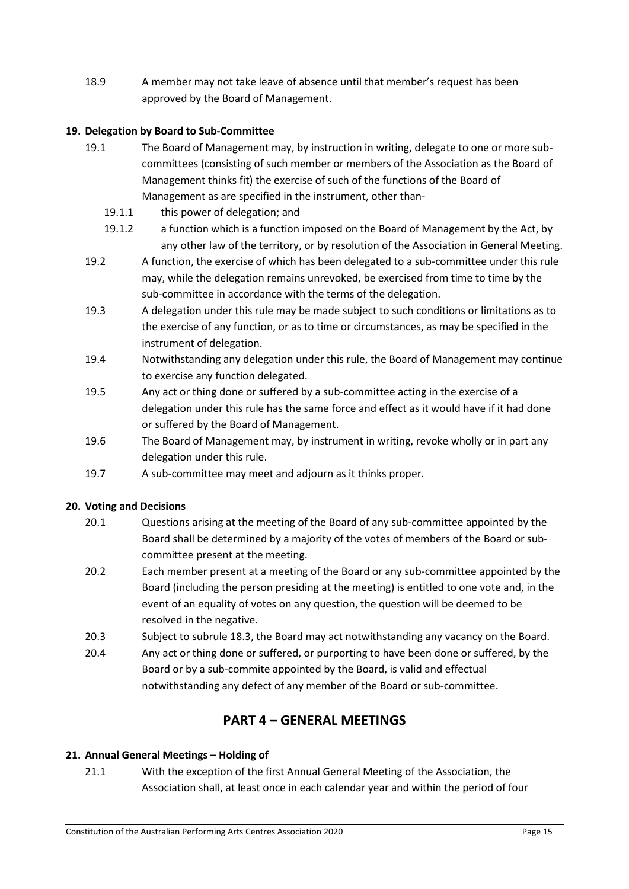18.9 A member may not take leave of absence until that member's request has been approved by the Board of Management.

**19. Delegation by Board to Sub-Committee**

19.1 The Board of Management may, by instruction in writing, delegate to one or more sub-committees (consisting of such member or members of the Association as the Board of Management thinks fit) the exercise of such of the functions of the Board of Management as are specified in the instrument, other than-

19.1.1 this power of delegation; and

19.1.2 a function which is a function imposed on the Board of Management by the Act, by any other law of the territory, or by resolution of the Association in General Meeting.

19.2 A function, the exercise of which has been delegated to a sub-committee under this rule may, while the delegation remains unrevoked, be exercised from time to time by the sub-committee in accordance with the terms of the delegation.

19.3 A delegation under this rule may be made subject to such conditions or limitations as to the exercise of any function, or as to time or circumstances, as may be specified in the instrument of delegation.

19.4 Notwithstanding any delegation under this rule, the Board of Management may continue to exercise any function delegated.

19.5 Any act or thing done or suffered by a sub-committee acting in the exercise of a delegation under this rule has the same force and effect as it would have if it had done or suffered by the Board of Management.

19.6 The Board of Management may, by instrument in writing, revoke wholly or in part any delegation under this rule.

19.7 A sub-committee may meet and adjourn as it thinks proper.

**20. Voting and Decisions**

20.1 Questions arising at the meeting of the Board of any sub-committee appointed by the Board shall be determined by a majority of the votes of members of the Board or sub-committee present at the meeting.

20.2 Each member present at a meeting of the Board or any sub-committee appointed by the Board (including the person presiding at the meeting) is entitled to one vote and, in the event of an equality of votes on any question, the question will be deemed to be resolved in the negative.

20.3 Subject to subrule 18.3, the Board may act notwithstanding any vacancy on the Board.

20.4 Any act or thing done or suffered, or purporting to have been done or suffered, by the Board or by a sub-commite appointed by the Board, is valid and effectual notwithstanding any defect of any member of the Board or sub-committee.

## PART 4 – GENERAL MEETINGS

**21. Annual General Meetings – Holding of**

21.1 With the exception of the first Annual General Meeting of the Association, the Association shall, at least once in each calendar year and within the period of four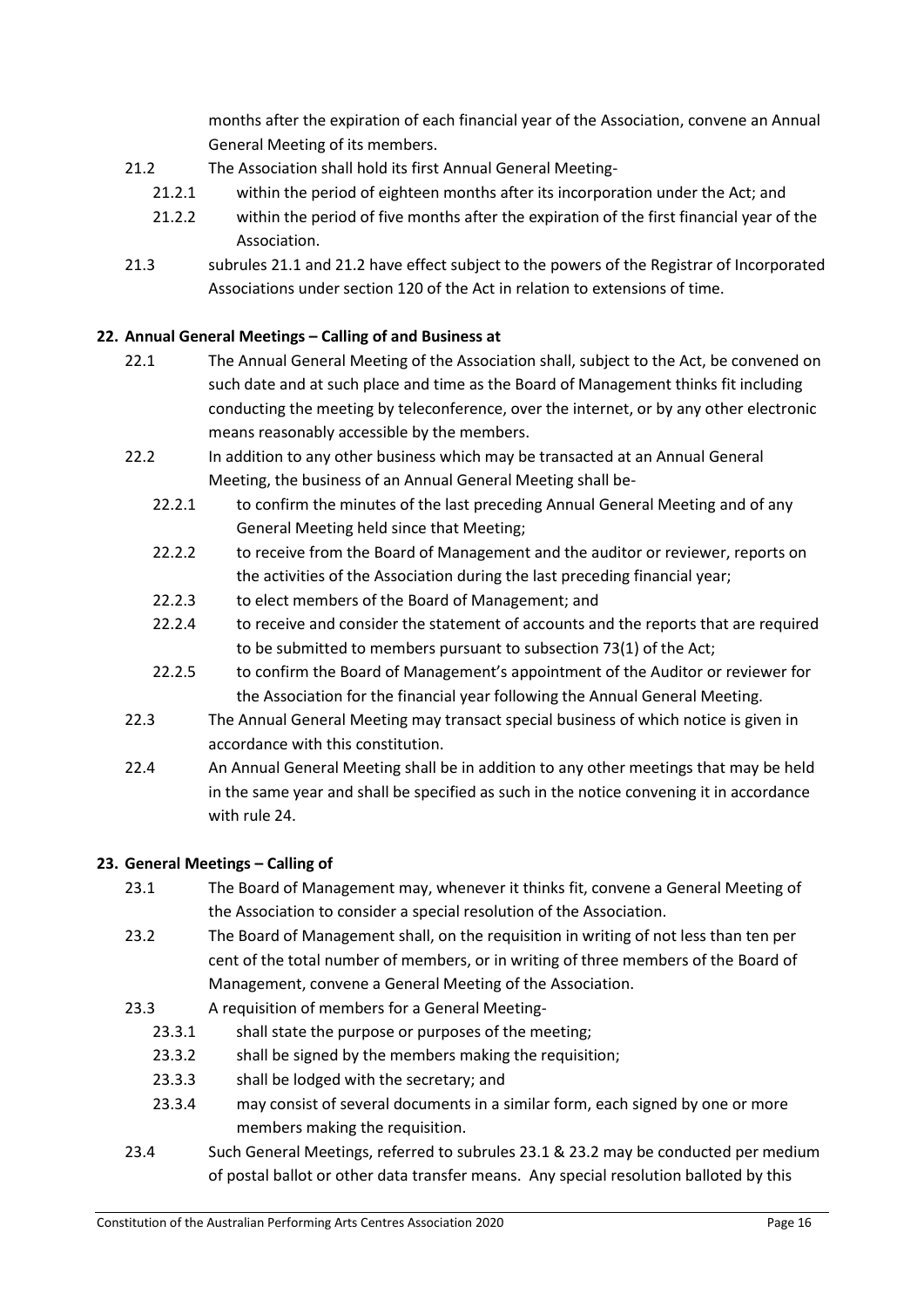months after the expiration of each financial year of the Association, convene an Annual General Meeting of its members.

21.2 The Association shall hold its first Annual General Meeting-

21.2.1 within the period of eighteen months after its incorporation under the Act; and

21.2.2 within the period of five months after the expiration of the first financial year of the Association.

21.3 subrules 21.1 and 21.2 have effect subject to the powers of the Registrar of Incorporated Associations under section 120 of the Act in relation to extensions of time.

## 22. Annual General Meetings – Calling of and Business at

22.1 The Annual General Meeting of the Association shall, subject to the Act, be convened on such date and at such place and time as the Board of Management thinks fit including conducting the meeting by teleconference, over the internet, or by any other electronic means reasonably accessible by the members.

22.2 In addition to any other business which may be transacted at an Annual General Meeting, the business of an Annual General Meeting shall be-

22.2.1 to confirm the minutes of the last preceding Annual General Meeting and of any General Meeting held since that Meeting;

22.2.2 to receive from the Board of Management and the auditor or reviewer, reports on the activities of the Association during the last preceding financial year;

22.2.3 to elect members of the Board of Management; and

22.2.4 to receive and consider the statement of accounts and the reports that are required to be submitted to members pursuant to subsection 73(1) of the Act;

22.2.5 to confirm the Board of Management's appointment of the Auditor or reviewer for the Association for the financial year following the Annual General Meeting.

22.3 The Annual General Meeting may transact special business of which notice is given in accordance with this constitution.

22.4 An Annual General Meeting shall be in addition to any other meetings that may be held in the same year and shall be specified as such in the notice convening it in accordance with rule 24.

## 23. General Meetings – Calling of

23.1 The Board of Management may, whenever it thinks fit, convene a General Meeting of the Association to consider a special resolution of the Association.

23.2 The Board of Management shall, on the requisition in writing of not less than ten per cent of the total number of members, or in writing of three members of the Board of Management, convene a General Meeting of the Association.

23.3 A requisition of members for a General Meeting-

23.3.1 shall state the purpose or purposes of the meeting;

23.3.2 shall be signed by the members making the requisition;

23.3.3 shall be lodged with the secretary; and

23.3.4 may consist of several documents in a similar form, each signed by one or more members making the requisition.

23.4 Such General Meetings, referred to subrules 23.1 & 23.2 may be conducted per medium of postal ballot or other data transfer means. Any special resolution balloted by this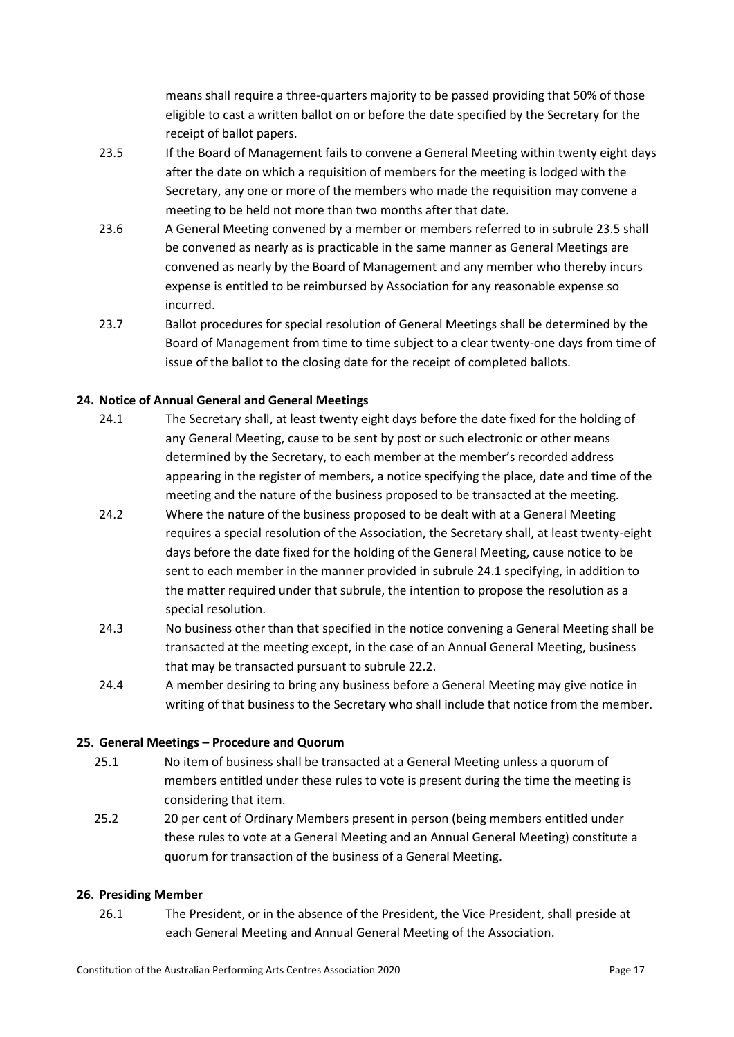means shall require a three-quarters majority to be passed providing that 50% of those eligible to cast a written ballot on or before the date specified by the Secretary for the receipt of ballot papers.

23.5 If the Board of Management fails to convene a General Meeting within twenty eight days after the date on which a requisition of members for the meeting is lodged with the Secretary, any one or more of the members who made the requisition may convene a meeting to be held not more than two months after that date.

23.6 A General Meeting convened by a member or members referred to in subrule 23.5 shall be convened as nearly as is practicable in the same manner as General Meetings are convened as nearly by the Board of Management and any member who thereby incurs expense is entitled to be reimbursed by Association for any reasonable expense so incurred.

23.7 Ballot procedures for special resolution of General Meetings shall be determined by the Board of Management from time to time subject to a clear twenty-one days from time of issue of the ballot to the closing date for the receipt of completed ballots.

**24. Notice of Annual General and General Meetings**

24.1 The Secretary shall, at least twenty eight days before the date fixed for the holding of any General Meeting, cause to be sent by post or such electronic or other means determined by the Secretary, to each member at the member's recorded address appearing in the register of members, a notice specifying the place, date and time of the meeting and the nature of the business proposed to be transacted at the meeting.

24.2 Where the nature of the business proposed to be dealt with at a General Meeting requires a special resolution of the Association, the Secretary shall, at least twenty-eight days before the date fixed for the holding of the General Meeting, cause notice to be sent to each member in the manner provided in subrule 24.1 specifying, in addition to the matter required under that subrule, the intention to propose the resolution as a special resolution.

24.3 No business other than that specified in the notice convening a General Meeting shall be transacted at the meeting except, in the case of an Annual General Meeting, business that may be transacted pursuant to subrule 22.2.

24.4 A member desiring to bring any business before a General Meeting may give notice in writing of that business to the Secretary who shall include that notice from the member.

**25. General Meetings – Procedure and Quorum**

25.1 No item of business shall be transacted at a General Meeting unless a quorum of members entitled under these rules to vote is present during the time the meeting is considering that item.

25.2 20 per cent of Ordinary Members present in person (being members entitled under these rules to vote at a General Meeting and an Annual General Meeting) constitute a quorum for transaction of the business of a General Meeting.

**26. Presiding Member**

26.1 The President, or in the absence of the President, the Vice President, shall preside at each General Meeting and Annual General Meeting of the Association.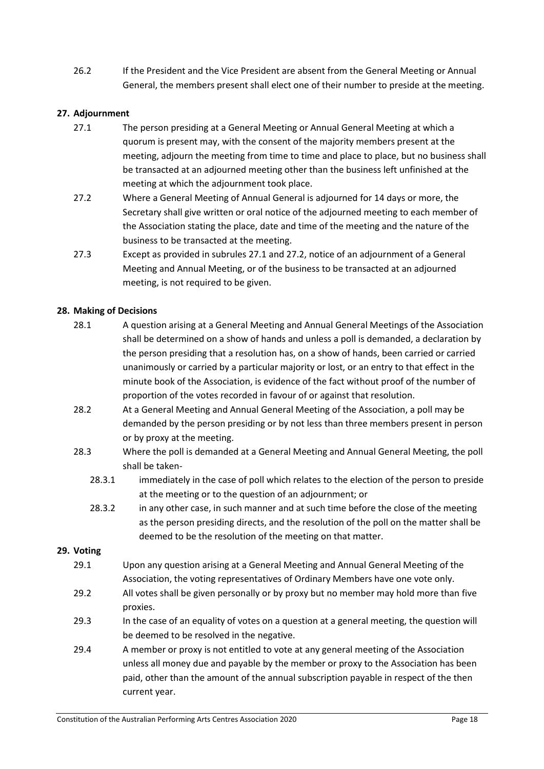26.2 If the President and the Vice President are absent from the General Meeting or Annual General, the members present shall elect one of their number to preside at the meeting.

**27. Adjournment**

27.1 The person presiding at a General Meeting or Annual General Meeting at which a quorum is present may, with the consent of the majority members present at the meeting, adjourn the meeting from time to time and place to place, but no business shall be transacted at an adjourned meeting other than the business left unfinished at the meeting at which the adjournment took place.

27.2 Where a General Meeting of Annual General is adjourned for 14 days or more, the Secretary shall give written or oral notice of the adjourned meeting to each member of the Association stating the place, date and time of the meeting and the nature of the business to be transacted at the meeting.

27.3 Except as provided in subrules 27.1 and 27.2, notice of an adjournment of a General Meeting and Annual Meeting, or of the business to be transacted at an adjourned meeting, is not required to be given.

**28. Making of Decisions**

28.1 A question arising at a General Meeting and Annual General Meetings of the Association shall be determined on a show of hands and unless a poll is demanded, a declaration by the person presiding that a resolution has, on a show of hands, been carried or carried unanimously or carried by a particular majority or lost, or an entry to that effect in the minute book of the Association, is evidence of the fact without proof of the number of proportion of the votes recorded in favour of or against that resolution.

28.2 At a General Meeting and Annual General Meeting of the Association, a poll may be demanded by the person presiding or by not less than three members present in person or by proxy at the meeting.

28.3 Where the poll is demanded at a General Meeting and Annual General Meeting, the poll shall be taken-

28.3.1 immediately in the case of poll which relates to the election of the person to preside at the meeting or to the question of an adjournment; or

28.3.2 in any other case, in such manner and at such time before the close of the meeting as the person presiding directs, and the resolution of the poll on the matter shall be deemed to be the resolution of the meeting on that matter.

**29. Voting**

29.1 Upon any question arising at a General Meeting and Annual General Meeting of the Association, the voting representatives of Ordinary Members have one vote only.

29.2 All votes shall be given personally or by proxy but no member may hold more than five proxies.

29.3 In the case of an equality of votes on a question at a general meeting, the question will be deemed to be resolved in the negative.

29.4 A member or proxy is not entitled to vote at any general meeting of the Association unless all money due and payable by the member or proxy to the Association has been paid, other than the amount of the annual subscription payable in respect of the then current year.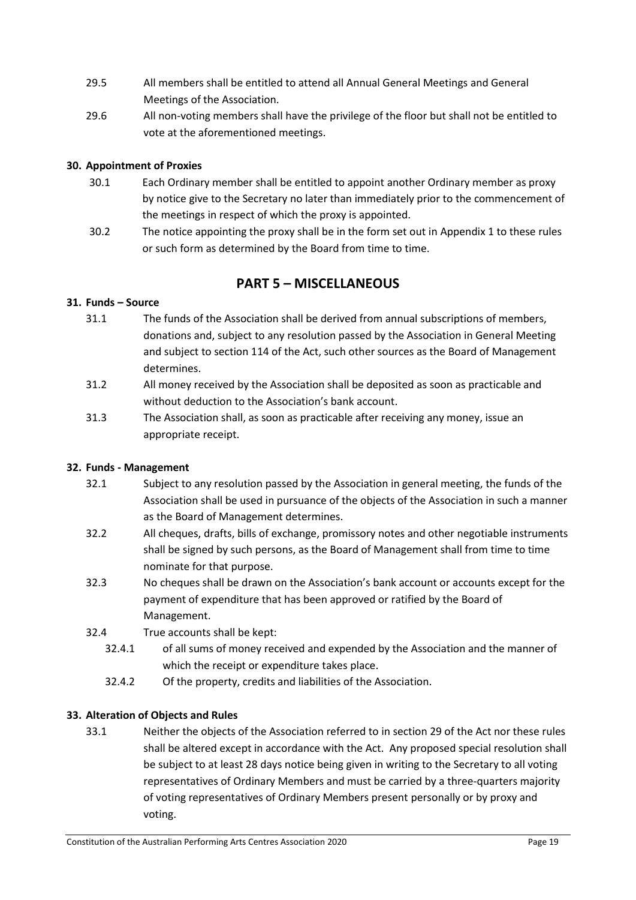29.5 All members shall be entitled to attend all Annual General Meetings and General Meetings of the Association.

29.6 All non-voting members shall have the privilege of the floor but shall not be entitled to vote at the aforementioned meetings.

**30. Appointment of Proxies**

30.1 Each Ordinary member shall be entitled to appoint another Ordinary member as proxy by notice give to the Secretary no later than immediately prior to the commencement of the meetings in respect of which the proxy is appointed.

30.2 The notice appointing the proxy shall be in the form set out in Appendix 1 to these rules or such form as determined by the Board from time to time.

## PART 5 – MISCELLANEOUS

**31. Funds – Source**

31.1 The funds of the Association shall be derived from annual subscriptions of members, donations and, subject to any resolution passed by the Association in General Meeting and subject to section 114 of the Act, such other sources as the Board of Management determines.

31.2 All money received by the Association shall be deposited as soon as practicable and without deduction to the Association's bank account.

31.3 The Association shall, as soon as practicable after receiving any money, issue an appropriate receipt.

**32. Funds - Management**

32.1 Subject to any resolution passed by the Association in general meeting, the funds of the Association shall be used in pursuance of the objects of the Association in such a manner as the Board of Management determines.

32.2 All cheques, drafts, bills of exchange, promissory notes and other negotiable instruments shall be signed by such persons, as the Board of Management shall from time to time nominate for that purpose.

32.3 No cheques shall be drawn on the Association's bank account or accounts except for the payment of expenditure that has been approved or ratified by the Board of Management.

32.4 True accounts shall be kept:

32.4.1 of all sums of money received and expended by the Association and the manner of which the receipt or expenditure takes place.

32.4.2 Of the property, credits and liabilities of the Association.

**33. Alteration of Objects and Rules**

33.1 Neither the objects of the Association referred to in section 29 of the Act nor these rules shall be altered except in accordance with the Act. Any proposed special resolution shall be subject to at least 28 days notice being given in writing to the Secretary to all voting representatives of Ordinary Members and must be carried by a three-quarters majority of voting representatives of Ordinary Members present personally or by proxy and voting.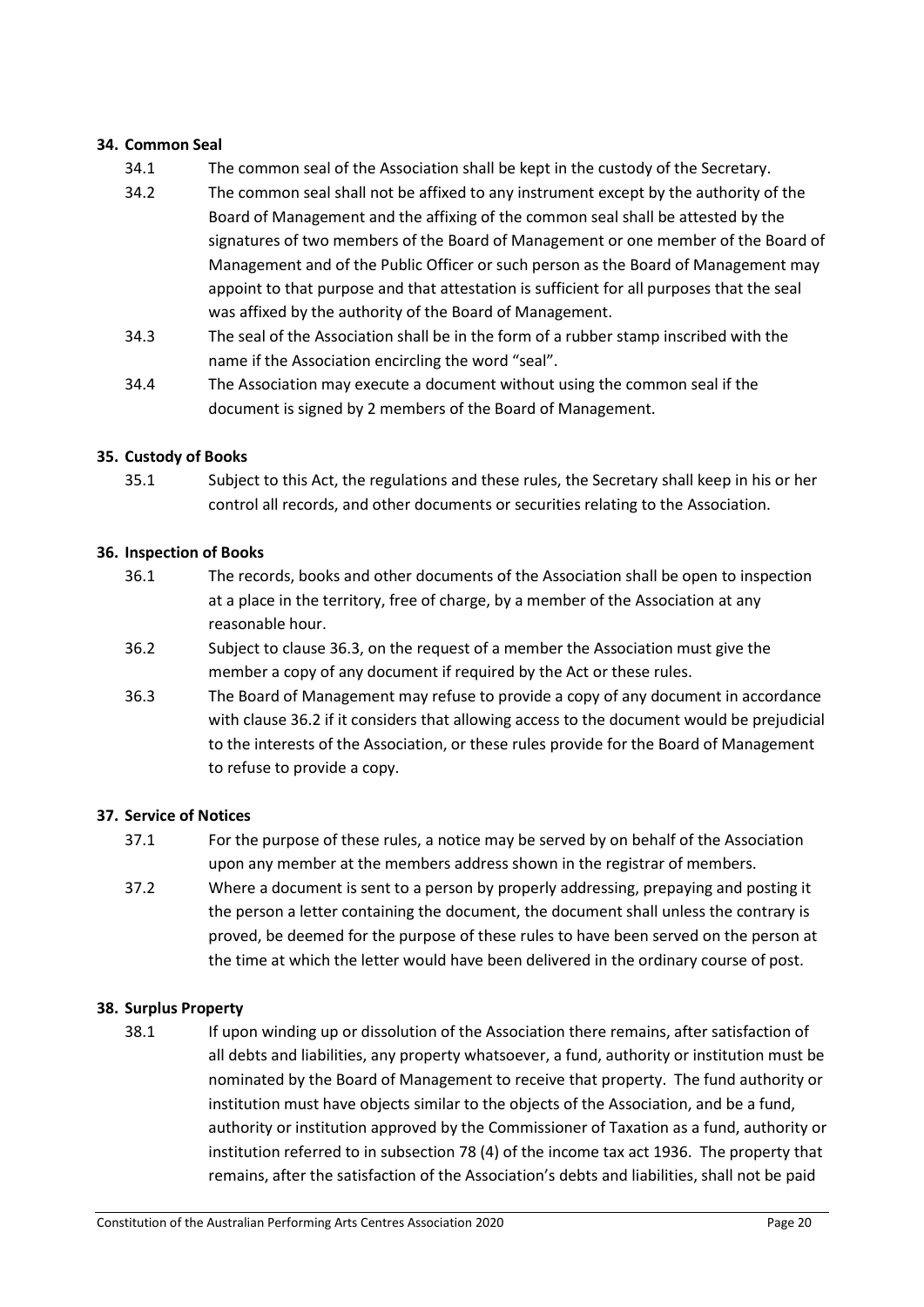**34. Common Seal**

34.1 The common seal of the Association shall be kept in the custody of the Secretary.

34.2 The common seal shall not be affixed to any instrument except by the authority of the Board of Management and the affixing of the common seal shall be attested by the signatures of two members of the Board of Management or one member of the Board of Management and of the Public Officer or such person as the Board of Management may appoint to that purpose and that attestation is sufficient for all purposes that the seal was affixed by the authority of the Board of Management.

34.3 The seal of the Association shall be in the form of a rubber stamp inscribed with the name if the Association encircling the word "seal".

34.4 The Association may execute a document without using the common seal if the document is signed by 2 members of the Board of Management.

**35. Custody of Books**

35.1 Subject to this Act, the regulations and these rules, the Secretary shall keep in his or her control all records, and other documents or securities relating to the Association.

**36. Inspection of Books**

36.1 The records, books and other documents of the Association shall be open to inspection at a place in the territory, free of charge, by a member of the Association at any reasonable hour.

36.2 Subject to clause 36.3, on the request of a member the Association must give the member a copy of any document if required by the Act or these rules.

36.3 The Board of Management may refuse to provide a copy of any document in accordance with clause 36.2 if it considers that allowing access to the document would be prejudicial to the interests of the Association, or these rules provide for the Board of Management to refuse to provide a copy.

**37. Service of Notices**

37.1 For the purpose of these rules, a notice may be served by on behalf of the Association upon any member at the members address shown in the registrar of members.

37.2 Where a document is sent to a person by properly addressing, prepaying and posting it the person a letter containing the document, the document shall unless the contrary is proved, be deemed for the purpose of these rules to have been served on the person at the time at which the letter would have been delivered in the ordinary course of post.

**38. Surplus Property**

38.1 If upon winding up or dissolution of the Association there remains, after satisfaction of all debts and liabilities, any property whatsoever, a fund, authority or institution must be nominated by the Board of Management to receive that property. The fund authority or institution must have objects similar to the objects of the Association, and be a fund, authority or institution approved by the Commissioner of Taxation as a fund, authority or institution referred to in subsection 78 (4) of the income tax act 1936. The property that remains, after the satisfaction of the Association's debts and liabilities, shall not be paid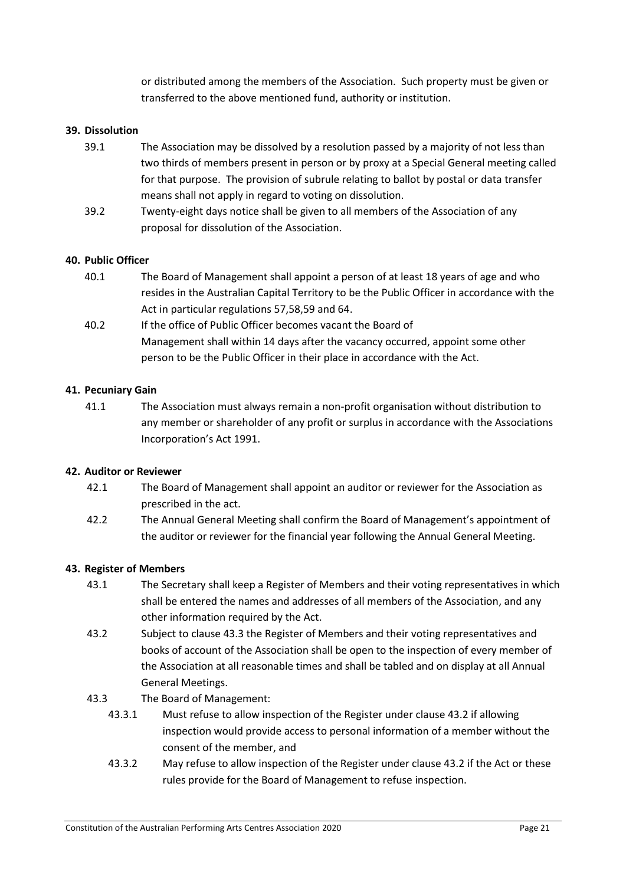or distributed among the members of the Association. Such property must be given or transferred to the above mentioned fund, authority or institution.

**39. Dissolution**

39.1 The Association may be dissolved by a resolution passed by a majority of not less than two thirds of members present in person or by proxy at a Special General meeting called for that purpose. The provision of subrule relating to ballot by postal or data transfer means shall not apply in regard to voting on dissolution.

39.2 Twenty-eight days notice shall be given to all members of the Association of any proposal for dissolution of the Association.

**40. Public Officer**

40.1 The Board of Management shall appoint a person of at least 18 years of age and who resides in the Australian Capital Territory to be the Public Officer in accordance with the Act in particular regulations 57,58,59 and 64.

40.2 If the office of Public Officer becomes vacant the Board of Management shall within 14 days after the vacancy occurred, appoint some other person to be the Public Officer in their place in accordance with the Act.

**41. Pecuniary Gain**

41.1 The Association must always remain a non-profit organisation without distribution to any member or shareholder of any profit or surplus in accordance with the Associations Incorporation's Act 1991.

**42. Auditor or Reviewer**

42.1 The Board of Management shall appoint an auditor or reviewer for the Association as prescribed in the act.

42.2 The Annual General Meeting shall confirm the Board of Management's appointment of the auditor or reviewer for the financial year following the Annual General Meeting.

**43. Register of Members**

43.1 The Secretary shall keep a Register of Members and their voting representatives in which shall be entered the names and addresses of all members of the Association, and any other information required by the Act.

43.2 Subject to clause 43.3 the Register of Members and their voting representatives and books of account of the Association shall be open to the inspection of every member of the Association at all reasonable times and shall be tabled and on display at all Annual General Meetings.

43.3 The Board of Management:

43.3.1 Must refuse to allow inspection of the Register under clause 43.2 if allowing inspection would provide access to personal information of a member without the consent of the member, and

43.3.2 May refuse to allow inspection of the Register under clause 43.2 if the Act or these rules provide for the Board of Management to refuse inspection.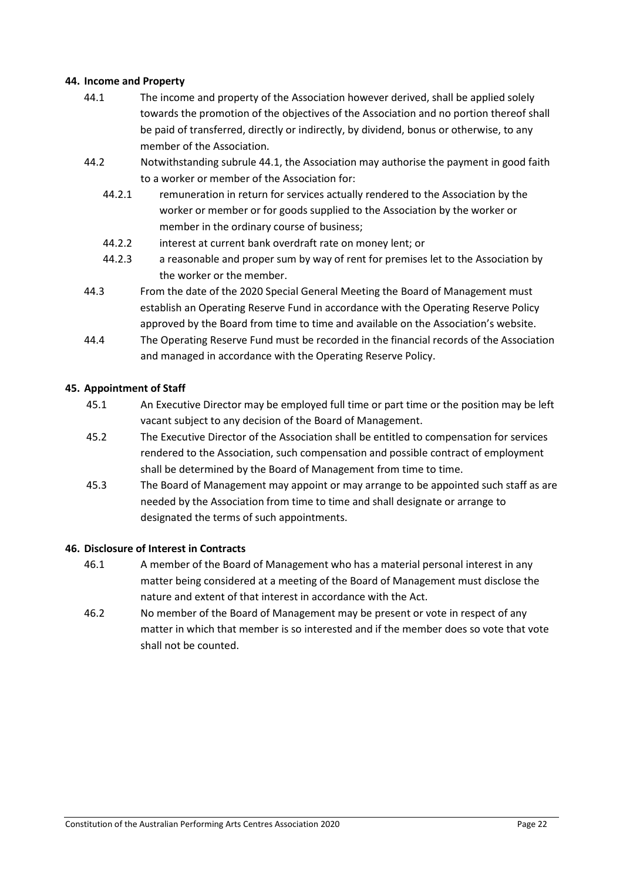**44. Income and Property**

44.1 The income and property of the Association however derived, shall be applied solely towards the promotion of the objectives of the Association and no portion thereof shall be paid of transferred, directly or indirectly, by dividend, bonus or otherwise, to any member of the Association.

44.2 Notwithstanding subrule 44.1, the Association may authorise the payment in good faith to a worker or member of the Association for:

44.2.1 remuneration in return for services actually rendered to the Association by the worker or member or for goods supplied to the Association by the worker or member in the ordinary course of business;

44.2.2 interest at current bank overdraft rate on money lent; or

44.2.3 a reasonable and proper sum by way of rent for premises let to the Association by the worker or the member.

44.3 From the date of the 2020 Special General Meeting the Board of Management must establish an Operating Reserve Fund in accordance with the Operating Reserve Policy approved by the Board from time to time and available on the Association's website.

44.4 The Operating Reserve Fund must be recorded in the financial records of the Association and managed in accordance with the Operating Reserve Policy.

**45. Appointment of Staff**

45.1 An Executive Director may be employed full time or part time or the position may be left vacant subject to any decision of the Board of Management.

45.2 The Executive Director of the Association shall be entitled to compensation for services rendered to the Association, such compensation and possible contract of employment shall be determined by the Board of Management from time to time.

45.3 The Board of Management may appoint or may arrange to be appointed such staff as are needed by the Association from time to time and shall designate or arrange to designated the terms of such appointments.

**46. Disclosure of Interest in Contracts**

46.1 A member of the Board of Management who has a material personal interest in any matter being considered at a meeting of the Board of Management must disclose the nature and extent of that interest in accordance with the Act.

46.2 No member of the Board of Management may be present or vote in respect of any matter in which that member is so interested and if the member does so vote that vote shall not be counted.